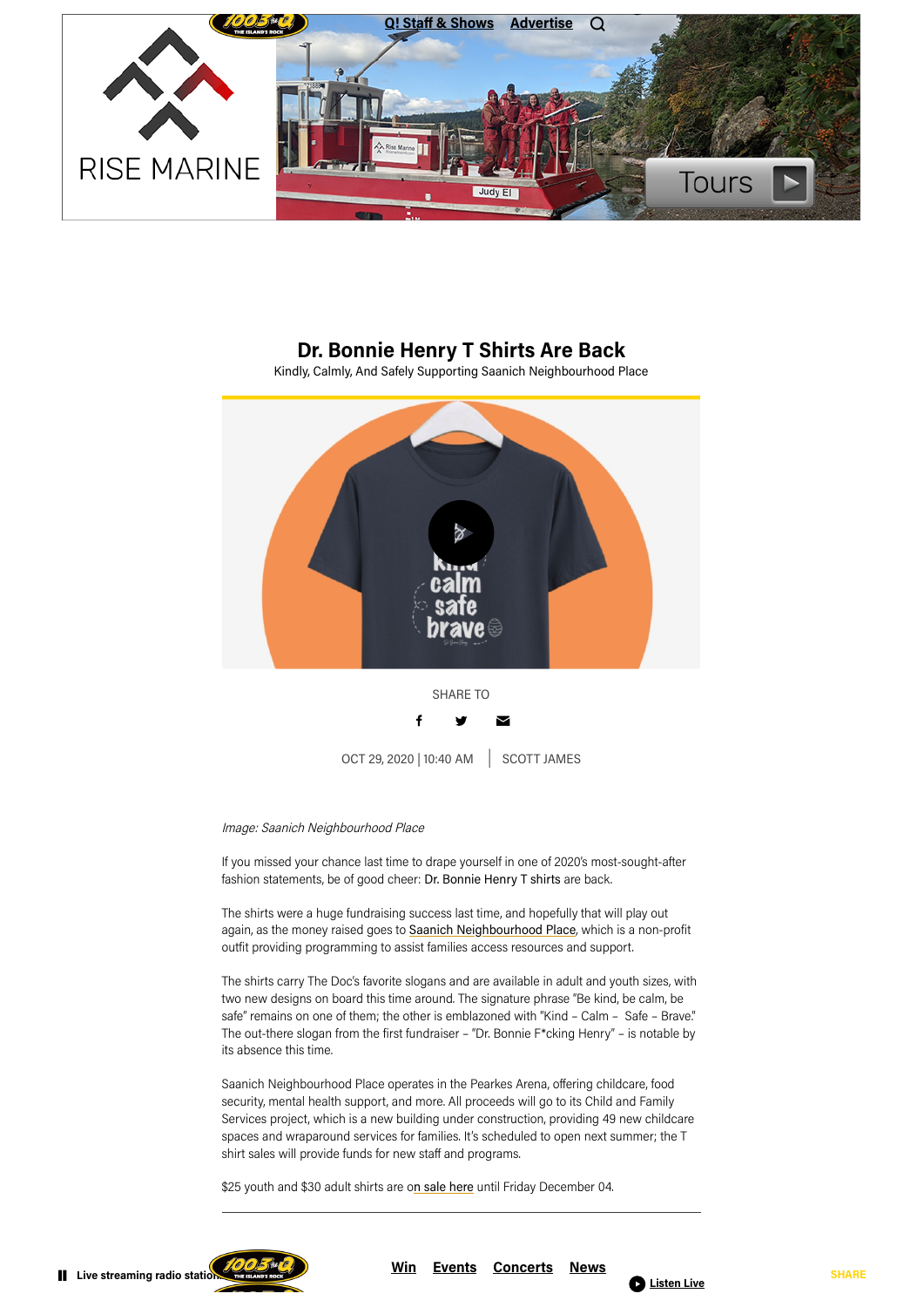# Dr. Bonnie Henry T Shirts Are Back

Kindly, Calmly, And Safely Supporting Saanich Neighbourhood Place

SHARE TO

OCT 29, 2020 | 10:40 AM | SCOTT JAMES

*Image: Saanich Neighbourhood Place*

If you missed your chance last time to drape yourself in one of 2020's most-sought-after fashion statements, be of good cheer: Dr. Bonnie Henry T shirts are back.

The shirts were a huge fundraising success last time, and hopefully that will play out again, as the money raised goes to Saanich Neighbourhood Place, which is a non-profit outfit providing programming to assist families access resources and support.

The shirts carry The Doc's favorite slogans and are available in adult and youth sizes, with two new designs on board this time around. The signature phrase "Be kind, be calm, be safe" remains on one of them; the other is emblazoned with "Kind – Calm – Safe – Brave." The out-there slogan from the first fundraiser – "Dr. Bonnie F*cking Henry" – is notable by its absence this time.

Saanich Neighbourhood Place operates in the Pearkes Arena, offering childcare, food security, mental health support, and more. All proceeds will go to its Child and Family Services project, which is a new building under construction, providing 49 new childcare spaces and wraparound services for families. It's scheduled to open next summer; the T shirt sales will provide funds for new staff and programs.

$25 youth and $30 adult shirts are on sale here until Friday December 04.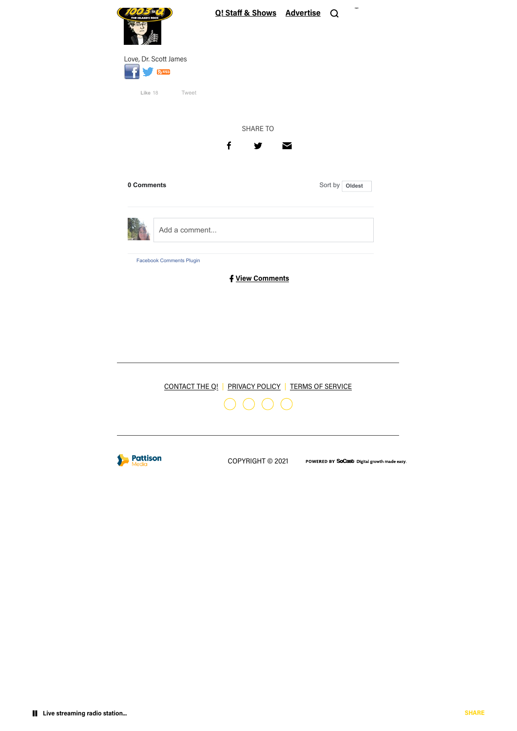Love, Dr. Scott James

Like 18 Tweet

SHARE TO

0 Comments

Sort by Oldest

Add a comment...

Facebook Comments Plugin

View Comments

CONTACT THE Q! | PRIVACY POLICY | TERMS OF SERVICE

COPYRIGHT © 2021

POWERED BY SoCast Digital growth made easy.

Live streaming radio station...

SHARE